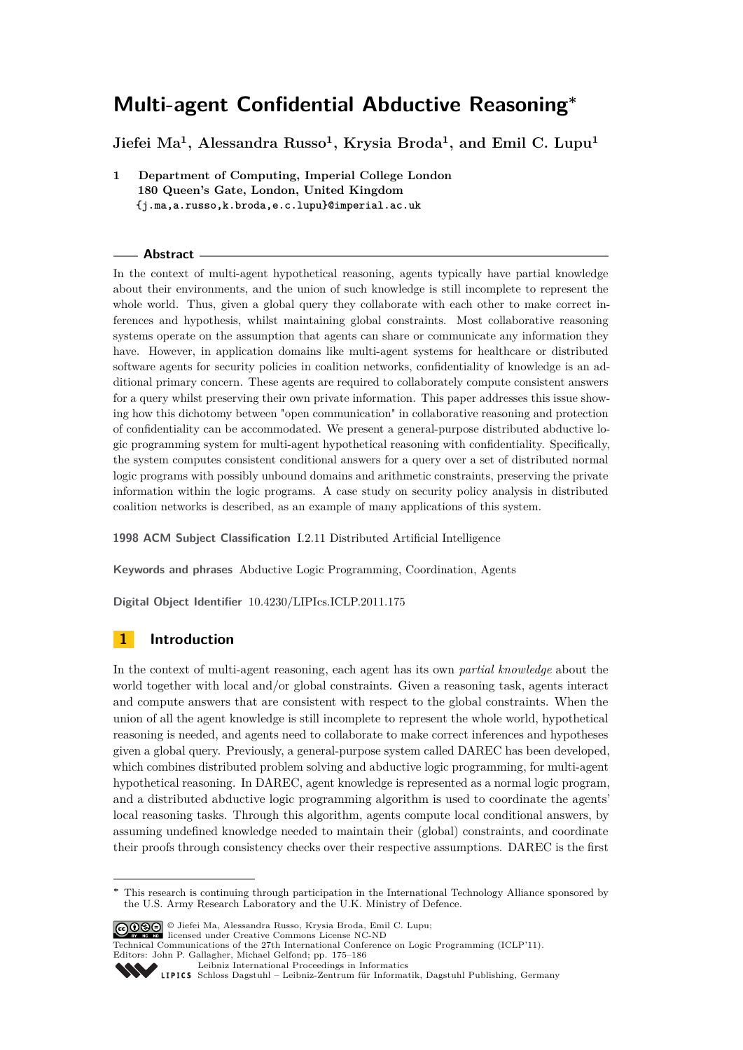# Multi-agent Confidential Abductive Reasoning*

**Jiefei Ma[1], Alessandra Russo[1], Krysia Broda[1], and Emil C. Lupu[1]**

1 **Department of Computing, Imperial College London**
**180 Queen's Gate, London, United Kingdom**
{j.ma,a.russo,k.broda,e.c.lupu}@imperial.ac.uk

## Abstract

In the context of multi-agent hypothetical reasoning, agents typically have partial knowledge about their environments, and the union of such knowledge is still incomplete to represent the whole world. Thus, given a global query they collaborate with each other to make correct inferences and hypothesis, whilst maintaining global constraints. Most collaborative reasoning systems operate on the assumption that agents can share or communicate any information they have. However, in application domains like multi-agent systems for healthcare or distributed software agents for security policies in coalition networks, confidentiality of knowledge is an additional primary concern. These agents are required to collaborately compute consistent answers for a query whilst preserving their own private information. This paper addresses this issue showing how this dichotomy between "open communication" in collaborative reasoning and protection of confidentiality can be accommodated. We present a general-purpose distributed abductive logic programming system for multi-agent hypothetical reasoning with confidentiality. Specifically, the system computes consistent conditional answers for a query over a set of distributed normal logic programs with possibly unbound domains and arithmetic constraints, preserving the private information within the logic programs. A case study on security policy analysis in distributed coalition networks is described, as an example of many applications of this system.

**1998 ACM Subject Classification** I.2.11 Distributed Artificial Intelligence

**Keywords and phrases** Abductive Logic Programming, Coordination, Agents

**Digital Object Identifier** 10.4230/LIPIcs.ICLP.2011.175

## 1 Introduction

In the context of multi-agent reasoning, each agent has its own *partial knowledge* about the world together with local and/or global constraints. Given a reasoning task, agents interact and compute answers that are consistent with respect to the global constraints. When the union of all the agent knowledge is still incomplete to represent the whole world, hypothetical reasoning is needed, and agents need to collaborate to make correct inferences and hypotheses given a global query. Previously, a general-purpose system called DAREC has been developed, which combines distributed problem solving and abductive logic programming, for multi-agent hypothetical reasoning. In DAREC, agent knowledge is represented as a normal logic program, and a distributed abductive logic programming algorithm is used to coordinate the agents' local reasoning tasks. Through this algorithm, agents compute local conditional answers, by assuming undefined knowledge needed to maintain their (global) constraints, and coordinate their proofs through consistency checks over their respective assumptions. DAREC is the first

---

* This research is continuing through participation in the International Technology Alliance sponsored by the U.S. Army Research Laboratory and the U.K. Ministry of Defence.

© Jiefei Ma, Alessandra Russo, Krysia Broda, Emil C. Lupu;
licensed under Creative Commons License NC-ND
Technical Communications of the 27th International Conference on Logic Programming (ICLP'11).
Editors: John P. Gallagher, Michael Gelfond; pp. 175–186
Leibniz International Proceedings in Informatics
Schloss Dagstuhl – Leibniz-Zentrum für Informatik, Dagstuhl Publishing, Germany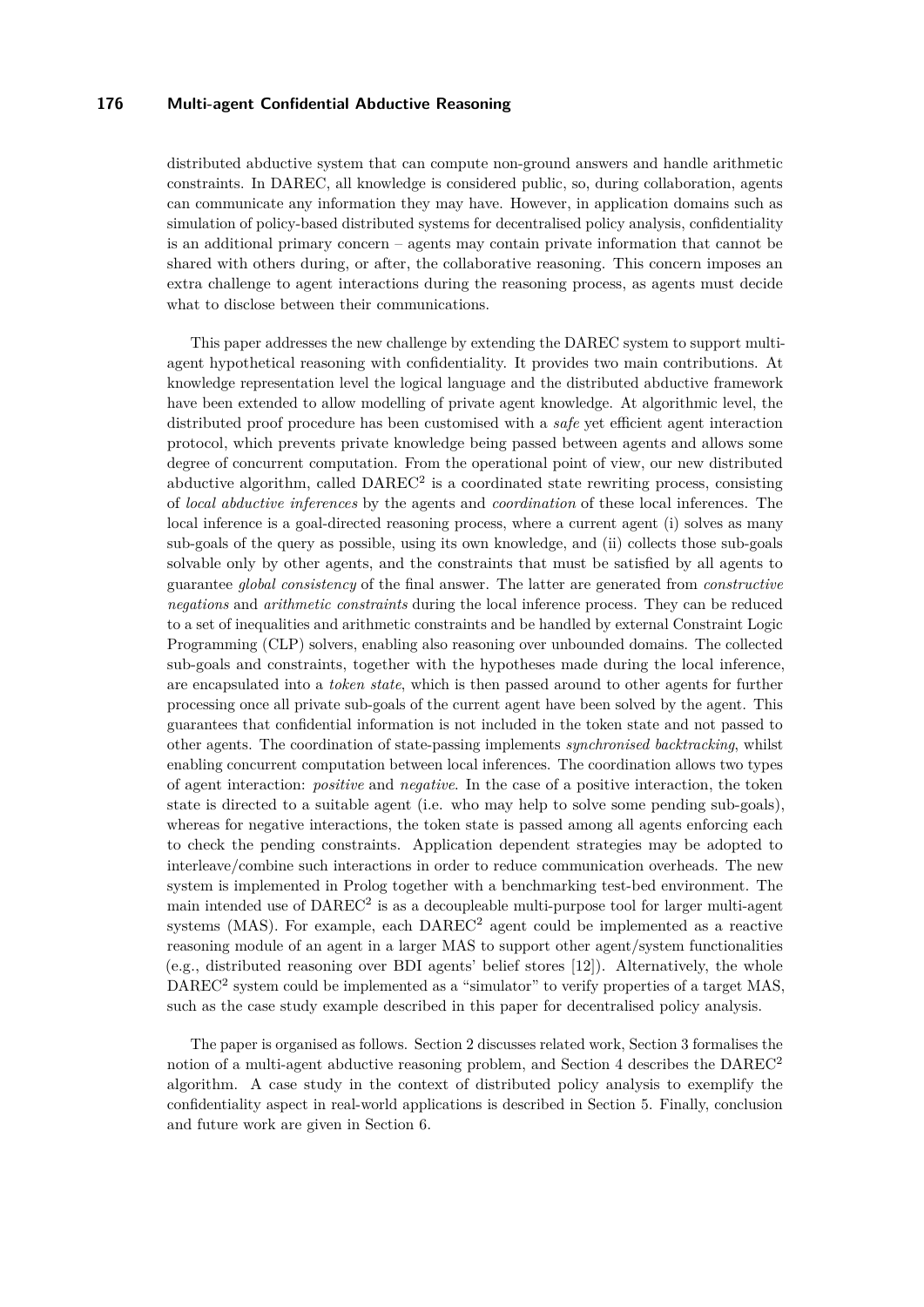distributed abductive system that can compute non-ground answers and handle arithmetic constraints. In DAREC, all knowledge is considered public, so, during collaboration, agents can communicate any information they may have. However, in application domains such as simulation of policy-based distributed systems for decentralised policy analysis, confidentiality is an additional primary concern – agents may contain private information that cannot be shared with others during, or after, the collaborative reasoning. This concern imposes an extra challenge to agent interactions during the reasoning process, as agents must decide what to disclose between their communications.

This paper addresses the new challenge by extending the DAREC system to support multi-agent hypothetical reasoning with confidentiality. It provides two main contributions. At knowledge representation level the logical language and the distributed abductive framework have been extended to allow modelling of private agent knowledge. At algorithmic level, the distributed proof procedure has been customised with a *safe* yet efficient agent interaction protocol, which prevents private knowledge being passed between agents and allows some degree of concurrent computation. From the operational point of view, our new distributed abductive algorithm, called DAREC$^2$ is a coordinated state rewriting process, consisting of *local abductive inferences* by the agents and *coordination* of these local inferences. The local inference is a goal-directed reasoning process, where a current agent (i) solves as many sub-goals of the query as possible, using its own knowledge, and (ii) collects those sub-goals solvable only by other agents, and the constraints that must be satisfied by all agents to guarantee *global consistency* of the final answer. The latter are generated from *constructive negations* and *arithmetic constraints* during the local inference process. They can be reduced to a set of inequalities and arithmetic constraints and be handled by external Constraint Logic Programming (CLP) solvers, enabling also reasoning over unbounded domains. The collected sub-goals and constraints, together with the hypotheses made during the local inference, are encapsulated into a *token state*, which is then passed around to other agents for further processing once all private sub-goals of the current agent have been solved by the agent. This guarantees that confidential information is not included in the token state and not passed to other agents. The coordination of state-passing implements *synchronised backtracking*, whilst enabling concurrent computation between local inferences. The coordination allows two types of agent interaction: *positive* and *negative*. In the case of a positive interaction, the token state is directed to a suitable agent (i.e. who may help to solve some pending sub-goals), whereas for negative interactions, the token state is passed among all agents enforcing each to check the pending constraints. Application dependent strategies may be adopted to interleave/combine such interactions in order to reduce communication overheads. The new system is implemented in Prolog together with a benchmarking test-bed environment. The main intended use of DAREC$^2$ is as a decoupleable multi-purpose tool for larger multi-agent systems (MAS). For example, each DAREC$^2$ agent could be implemented as a reactive reasoning module of an agent in a larger MAS to support other agent/system functionalities (e.g., distributed reasoning over BDI agents' belief stores [12]). Alternatively, the whole DAREC$^2$ system could be implemented as a "simulator" to verify properties of a target MAS, such as the case study example described in this paper for decentralised policy analysis.

The paper is organised as follows. Section 2 discusses related work, Section 3 formalises the notion of a multi-agent abductive reasoning problem, and Section 4 describes the DAREC$^2$ algorithm. A case study in the context of distributed policy analysis to exemplify the confidentiality aspect in real-world applications is described in Section 5. Finally, conclusion and future work are given in Section 6.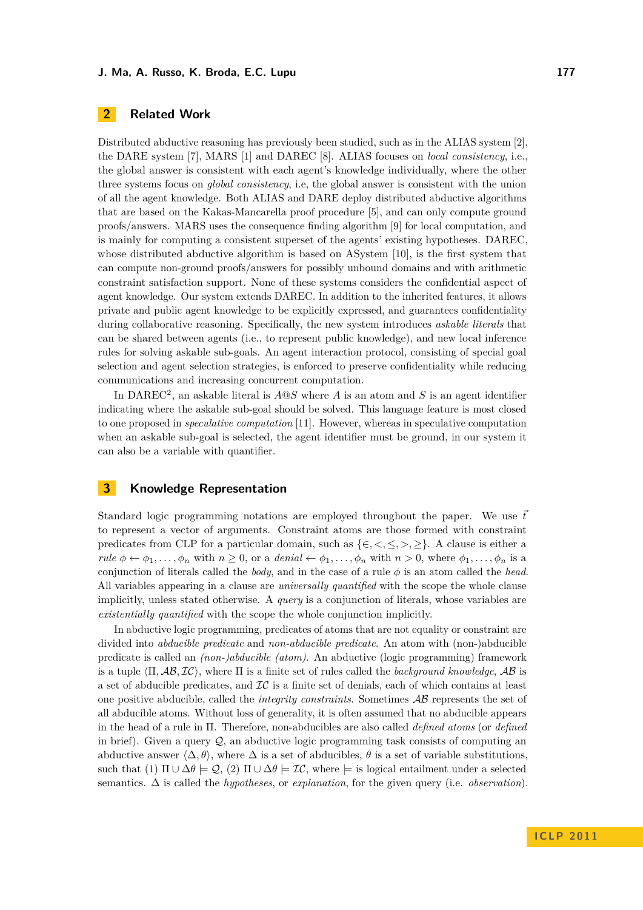## 2 Related Work

Distributed abductive reasoning has previously been studied, such as in the ALIAS system [2], the DARE system [7], MARS [1] and DAREC [8]. ALIAS focuses on *local consistency*, i.e., the global answer is consistent with each agent's knowledge individually, where the other three systems focus on *global consistency*, i.e, the global answer is consistent with the union of all the agent knowledge. Both ALIAS and DARE deploy distributed abductive algorithms that are based on the Kakas-Mancarella proof procedure [5], and can only compute ground proofs/answers. MARS uses the consequence finding algorithm [9] for local computation, and is mainly for computing a consistent superset of the agents' existing hypotheses. DAREC, whose distributed abductive algorithm is based on ASystem [10], is the first system that can compute non-ground proofs/answers for possibly unbound domains and with arithmetic constraint satisfaction support. None of these systems considers the confidential aspect of agent knowledge. Our system extends DAREC. In addition to the inherited features, it allows private and public agent knowledge to be explicitly expressed, and guarantees confidentiality during collaborative reasoning. Specifically, the new system introduces *askable literals* that can be shared between agents (i.e., to represent public knowledge), and new local inference rules for solving askable sub-goals. An agent interaction protocol, consisting of special goal selection and agent selection strategies, is enforced to preserve confidentiality while reducing communications and increasing concurrent computation.

In DAREC$^2$, an askable literal is $A@S$ where $A$ is an atom and $S$ is an agent identifier indicating where the askable sub-goal should be solved. This language feature is most closed to one proposed in *speculative computation* [11]. However, whereas in speculative computation when an askable sub-goal is selected, the agent identifier must be ground, in our system it can also be a variable with quantifier.

## 3 Knowledge Representation

Standard logic programming notations are employed throughout the paper. We use $\vec{t}$ to represent a vector of arguments. Constraint atoms are those formed with constraint predicates from CLP for a particular domain, such as $\{\in, <, \leq, >, \geq\}$. A clause is either a *rule* $\phi \leftarrow \phi_1, \ldots, \phi_n$ with $n \geq 0$, or a *denial* $\leftarrow \phi_1, \ldots, \phi_n$ with $n > 0$, where $\phi_1, \ldots, \phi_n$ is a conjunction of literals called the *body*, and in the case of a rule $\phi$ is an atom called the *head*. All variables appearing in a clause are *universally quantified* with the scope the whole clause implicitly, unless stated otherwise. A *query* is a conjunction of literals, whose variables are *existentially quantified* with the scope the whole conjunction implicitly.

In abductive logic programming, predicates of atoms that are not equality or constraint are divided into *abducible predicate* and *non-abducible predicate*. An atom with (non-)abducible predicate is called an *(non-)abducible (atom)*. An abductive (logic programming) framework is a tuple $\langle \Pi, \mathcal{AB}, \mathcal{IC} \rangle$, where $\Pi$ is a finite set of rules called the *background knowledge*, $\mathcal{AB}$ is a set of abducible predicates, and $\mathcal{IC}$ is a finite set of denials, each of which contains at least one positive abducible, called the *integrity constraints*. Sometimes $\mathcal{AB}$ represents the set of all abducible atoms. Without loss of generality, it is often assumed that no abducible appears in the head of a rule in $\Pi$. Therefore, non-abducibles are also called *defined atoms* (or *defined* in brief). Given a query $\mathcal{Q}$, an abductive logic programming task consists of computing an abductive answer $\langle \Delta, \theta \rangle$, where $\Delta$ is a set of abducibles, $\theta$ is a set of variable substitutions, such that (1) $\Pi \cup \Delta\theta \models \mathcal{Q}$, (2) $\Pi \cup \Delta\theta \models \mathcal{IC}$, where $\models$ is logical entailment under a selected semantics. $\Delta$ is called the *hypotheses*, or *explanation*, for the given query (i.e. *observation*).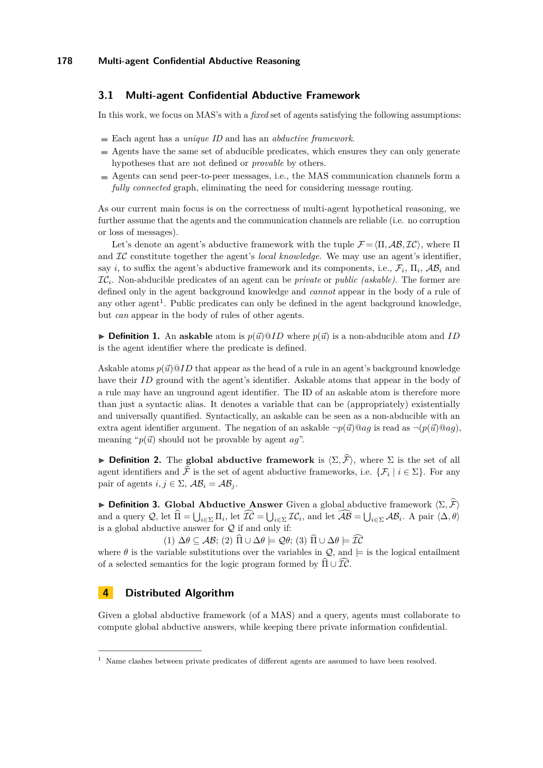## 3.1 Multi-agent Confidential Abductive Framework

In this work, we focus on MAS's with a *fixed* set of agents satisfying the following assumptions:

- Each agent has a *unique ID* and has an *abductive framework*.
- Agents have the same set of abducible predicates, which ensures they can only generate hypotheses that are not defined or *provable* by others.
- Agents can send peer-to-peer messages, i.e., the MAS communication channels form a *fully connected* graph, eliminating the need for considering message routing.

As our current main focus is on the correctness of multi-agent hypothetical reasoning, we further assume that the agents and the communication channels are reliable (i.e. no corruption or loss of messages).

Let's denote an agent's abductive framework with the tuple $\mathcal{F} = \langle \Pi, \mathcal{AB}, \mathcal{IC} \rangle$, where $\Pi$ and $\mathcal{IC}$ constitute together the agent's *local knowledge*. We may use an agent's identifier, say $i$, to suffix the agent's abductive framework and its components, i.e., $\mathcal{F}_i$, $\Pi_i$, $\mathcal{AB}_i$ and $\mathcal{IC}_i$. Non-abducible predicates of an agent can be *private* or *public (askable)*. The former are defined only in the agent background knowledge and *cannot* appear in the body of a rule of any other agent[1]. Public predicates can only be defined in the agent background knowledge, but *can* appear in the body of rules of other agents.

▶ **Definition 1.** An **askable** atom is $p(\vec{u})@ID$ where $p(\vec{u})$ is a non-abducible atom and $ID$ is the agent identifier where the predicate is defined.

Askable atoms $p(\vec{u})@ID$ that appear as the head of a rule in an agent's background knowledge have their $ID$ ground with the agent's identifier. Askable atoms that appear in the body of a rule may have an unground agent identifier. The ID of an askable atom is therefore more than just a syntactic alias. It denotes a variable that can be (appropriately) existentially and universally quantified. Syntactically, an askable can be seen as a non-abducible with an extra agent identifier argument. The negation of an askable $\neg p(\vec{u})@ag$ is read as $\neg(p(\vec{u})@ag)$, meaning "$p(\vec{u})$ should not be provable by agent $ag$".

▶ **Definition 2.** The **global abductive framework** is $\langle \Sigma, \widehat{\mathcal{F}} \rangle$, where $\Sigma$ is the set of all agent identifiers and $\widehat{\mathcal{F}}$ is the set of agent abductive frameworks, i.e. $\{\mathcal{F}_i \mid i \in \Sigma\}$. For any pair of agents $i, j \in \Sigma$, $\mathcal{AB}_i = \mathcal{AB}_j$.

▶ **Definition 3.** **Global Abductive Answer** Given a global abductive framework $\langle \Sigma, \widehat{\mathcal{F}} \rangle$ and a query $\mathcal{Q}$, let $\widehat{\Pi} = \bigcup_{i \in \Sigma} \Pi_i$, let $\widehat{\mathcal{IC}} = \bigcup_{i \in \Sigma} \mathcal{IC}_i$, and let $\widehat{\mathcal{AB}} = \bigcup_{i \in \Sigma} \mathcal{AB}_i$. A pair $\langle \Delta, \theta \rangle$ is a global abductive answer for $\mathcal{Q}$ if and only if:

$$(1)\ \Delta\theta \subseteq \mathcal{AB};\ (2)\ \widehat{\Pi} \cup \Delta\theta \models \mathcal{Q}\theta;\ (3)\ \widehat{\Pi} \cup \Delta\theta \models \widehat{\mathcal{IC}}$$

where $\theta$ is the variable substitutions over the variables in $\mathcal{Q}$, and $\models$ is the logical entailment of a selected semantics for the logic program formed by $\widehat{\Pi} \cup \widehat{\mathcal{IC}}$.

# 4 Distributed Algorithm

Given a global abductive framework (of a MAS) and a query, agents must collaborate to compute global abductive answers, while keeping there private information confidential.

---

[1] Name clashes between private predicates of different agents are assumed to have been resolved.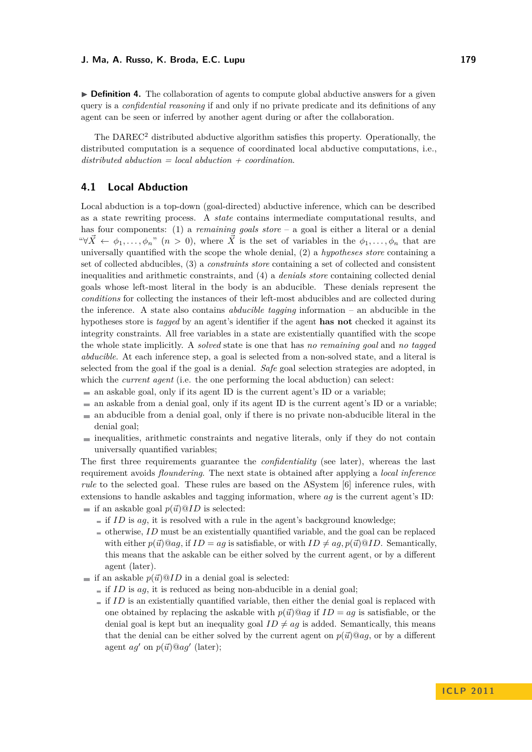▶ **Definition 4.** The collaboration of agents to compute global abductive answers for a given query is a *confidential reasoning* if and only if no private predicate and its definitions of any agent can be seen or inferred by another agent during or after the collaboration.

The DAREC[2] distributed abductive algorithm satisfies this property. Operationally, the distributed computation is a sequence of coordinated local abductive computations, i.e., *distributed abduction = local abduction + coordination*.

## 4.1 Local Abduction

Local abduction is a top-down (goal-directed) abductive inference, which can be described as a state rewriting process. A *state* contains intermediate computational results, and has four components: (1) a *remaining goals store* – a goal is either a literal or a denial "$\forall \vec{X} \leftarrow \phi_1, \ldots, \phi_n$" ($n > 0$), where $\vec{X}$ is the set of variables in the $\phi_1, \ldots, \phi_n$ that are universally quantified with the scope the whole denial, (2) a *hypotheses store* containing a set of collected abducibles, (3) a *constraints store* containing a set of collected and consistent inequalities and arithmetic constraints, and (4) a *denials store* containing collected denial goals whose left-most literal in the body is an abducible. These denials represent the *conditions* for collecting the instances of their left-most abducibles and are collected during the inference. A state also contains *abducible tagging* information – an abducible in the hypotheses store is *tagged* by an agent's identifier if the agent **has not** checked it against its integrity constraints. All free variables in a state are existentially quantified with the scope the whole state implicitly. A *solved* state is one that has *no remaining goal* and *no tagged abducible*. At each inference step, a goal is selected from a non-solved state, and a literal is selected from the goal if the goal is a denial. *Safe* goal selection strategies are adopted, in which the *current agent* (i.e. the one performing the local abduction) can select:

- an askable goal, only if its agent ID is the current agent's ID or a variable;
- an askable from a denial goal, only if its agent ID is the current agent's ID or a variable;
- an abducible from a denial goal, only if there is no private non-abducible literal in the denial goal;
- inequalities, arithmetic constraints and negative literals, only if they do not contain universally quantified variables;

The first three requirements guarantee the *confidentiality* (see later), whereas the last requirement avoids *floundering*. The next state is obtained after applying a *local inference rule* to the selected goal. These rules are based on the ASystem [6] inference rules, with extensions to handle askables and tagging information, where $ag$ is the current agent's ID:

- if an askable goal $p(\vec{u})@ID$ is selected:
  - if $ID$ is $ag$, it is resolved with a rule in the agent's background knowledge;
  - otherwise, $ID$ must be an existentially quantified variable, and the goal can be replaced with either $p(\vec{u})@ag$, if $ID = ag$ is satisfiable, or with $ID \neq ag, p(\vec{u})@ID$. Semantically, this means that the askable can be either solved by the current agent, or by a different agent (later).
- if an askable $p(\vec{u})@ID$ in a denial goal is selected:
  - if $ID$ is $ag$, it is reduced as being non-abducible in a denial goal;
  - if $ID$ is an existentially quantified variable, then either the denial goal is replaced with one obtained by replacing the askable with $p(\vec{u})@ag$ if $ID = ag$ is satisfiable, or the denial goal is kept but an inequality goal $ID \neq ag$ is added. Semantically, this means that the denial can be either solved by the current agent on $p(\vec{u})@ag$, or by a different agent $ag'$ on $p(\vec{u})@ag'$ (later);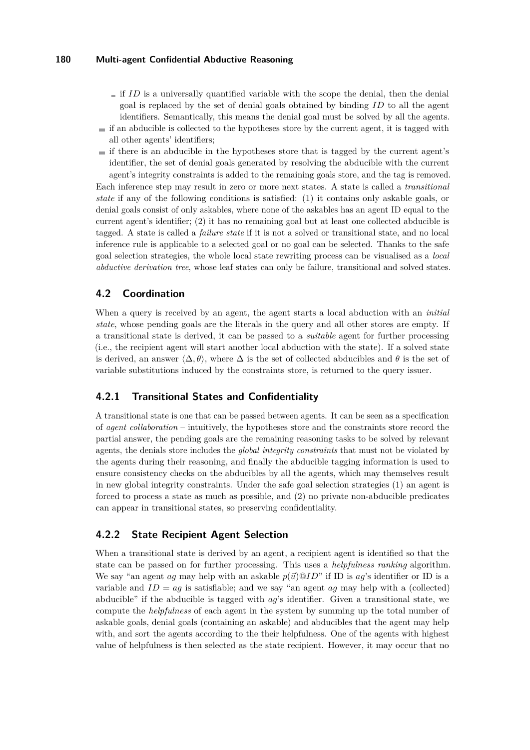- if $ID$ is a universally quantified variable with the scope the denial, then the denial goal is replaced by the set of denial goals obtained by binding $ID$ to all the agent identifiers. Semantically, this means the denial goal must be solved by all the agents.
- if an abducible is collected to the hypotheses store by the current agent, it is tagged with all other agents' identifiers;
- if there is an abducible in the hypotheses store that is tagged by the current agent's identifier, the set of denial goals generated by resolving the abducible with the current agent's integrity constraints is added to the remaining goals store, and the tag is removed.

Each inference step may result in zero or more next states. A state is called a *transitional state* if any of the following conditions is satisfied: (1) it contains only askable goals, or denial goals consist of only askables, where none of the askables has an agent ID equal to the current agent's identifier; (2) it has no remaining goal but at least one collected abducible is tagged. A state is called a *failure state* if it is not a solved or transitional state, and no local inference rule is applicable to a selected goal or no goal can be selected. Thanks to the safe goal selection strategies, the whole local state rewriting process can be visualised as a *local abductive derivation tree*, whose leaf states can only be failure, transitional and solved states.

## 4.2 Coordination

When a query is received by an agent, the agent starts a local abduction with an *initial state*, whose pending goals are the literals in the query and all other stores are empty. If a transitional state is derived, it can be passed to a *suitable* agent for further processing (i.e., the recipient agent will start another local abduction with the state). If a solved state is derived, an answer $\langle \Delta, \theta \rangle$, where $\Delta$ is the set of collected abducibles and $\theta$ is the set of variable substitutions induced by the constraints store, is returned to the query issuer.

### 4.2.1 Transitional States and Confidentiality

A transitional state is one that can be passed between agents. It can be seen as a specification of *agent collaboration* – intuitively, the hypotheses store and the constraints store record the partial answer, the pending goals are the remaining reasoning tasks to be solved by relevant agents, the denials store includes the *global integrity constraints* that must not be violated by the agents during their reasoning, and finally the abducible tagging information is used to ensure consistency checks on the abducibles by all the agents, which may themselves result in new global integrity constraints. Under the safe goal selection strategies (1) an agent is forced to process a state as much as possible, and (2) no private non-abducible predicates can appear in transitional states, so preserving confidentiality.

### 4.2.2 State Recipient Agent Selection

When a transitional state is derived by an agent, a recipient agent is identified so that the state can be passed on for further processing. This uses a *helpfulness ranking* algorithm. We say "an agent $ag$ may help with an askable $p(\vec{u})@ID$" if ID is $ag$'s identifier or ID is a variable and $ID = ag$ is satisfiable; and we say "an agent $ag$ may help with a (collected) abducible" if the abducible is tagged with $ag$'s identifier. Given a transitional state, we compute the *helpfulness* of each agent in the system by summing up the total number of askable goals, denial goals (containing an askable) and abducibles that the agent may help with, and sort the agents according to the their helpfulness. One of the agents with highest value of helpfulness is then selected as the state recipient. However, it may occur that no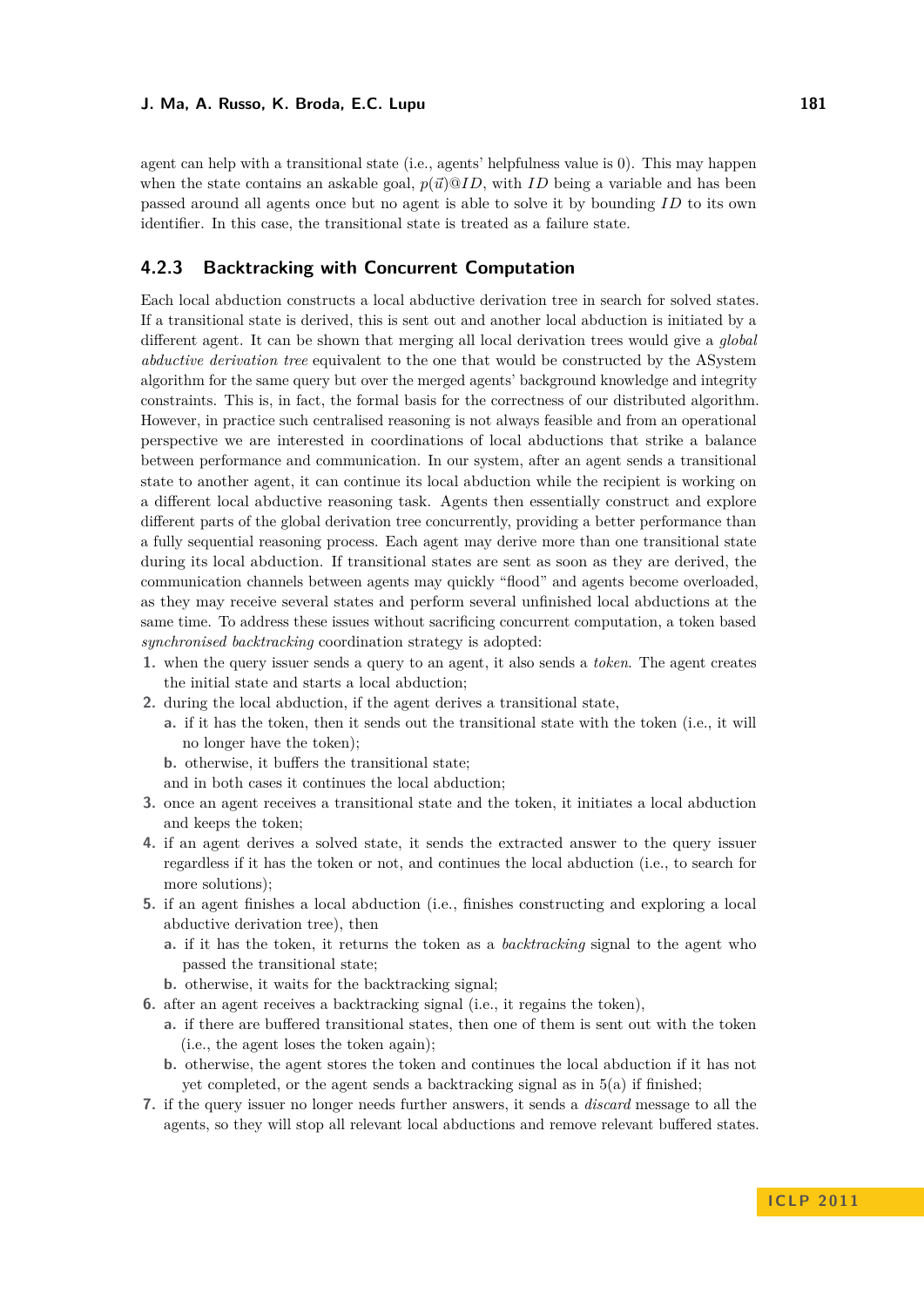agent can help with a transitional state (i.e., agents' helpfulness value is 0). This may happen when the state contains an askable goal, $p(\vec{u})@ID$, with $ID$ being a variable and has been passed around all agents once but no agent is able to solve it by bounding $ID$ to its own identifier. In this case, the transitional state is treated as a failure state.

### 4.2.3 Backtracking with Concurrent Computation

Each local abduction constructs a local abductive derivation tree in search for solved states. If a transitional state is derived, this is sent out and another local abduction is initiated by a different agent. It can be shown that merging all local derivation trees would give a *global abductive derivation tree* equivalent to the one that would be constructed by the ASystem algorithm for the same query but over the merged agents' background knowledge and integrity constraints. This is, in fact, the formal basis for the correctness of our distributed algorithm. However, in practice such centralised reasoning is not always feasible and from an operational perspective we are interested in coordinations of local abductions that strike a balance between performance and communication. In our system, after an agent sends a transitional state to another agent, it can continue its local abduction while the recipient is working on a different local abductive reasoning task. Agents then essentially construct and explore different parts of the global derivation tree concurrently, providing a better performance than a fully sequential reasoning process. Each agent may derive more than one transitional state during its local abduction. If transitional states are sent as soon as they are derived, the communication channels between agents may quickly "flood" and agents become overloaded, as they may receive several states and perform several unfinished local abductions at the same time. To address these issues without sacrificing concurrent computation, a token based *synchronised backtracking* coordination strategy is adopted:

1. when the query issuer sends a query to an agent, it also sends a *token*. The agent creates the initial state and starts a local abduction;
2. during the local abduction, if the agent derives a transitional state,
   a. if it has the token, then it sends out the transitional state with the token (i.e., it will no longer have the token);
   b. otherwise, it buffers the transitional state;

   and in both cases it continues the local abduction;
3. once an agent receives a transitional state and the token, it initiates a local abduction and keeps the token;
4. if an agent derives a solved state, it sends the extracted answer to the query issuer regardless if it has the token or not, and continues the local abduction (i.e., to search for more solutions);
5. if an agent finishes a local abduction (i.e., finishes constructing and exploring a local abductive derivation tree), then
   a. if it has the token, it returns the token as a *backtracking* signal to the agent who passed the transitional state;
   b. otherwise, it waits for the backtracking signal;
6. after an agent receives a backtracking signal (i.e., it regains the token),
   a. if there are buffered transitional states, then one of them is sent out with the token (i.e., the agent loses the token again);
   b. otherwise, the agent stores the token and continues the local abduction if it has not yet completed, or the agent sends a backtracking signal as in 5(a) if finished;
7. if the query issuer no longer needs further answers, it sends a *discard* message to all the agents, so they will stop all relevant local abductions and remove relevant buffered states.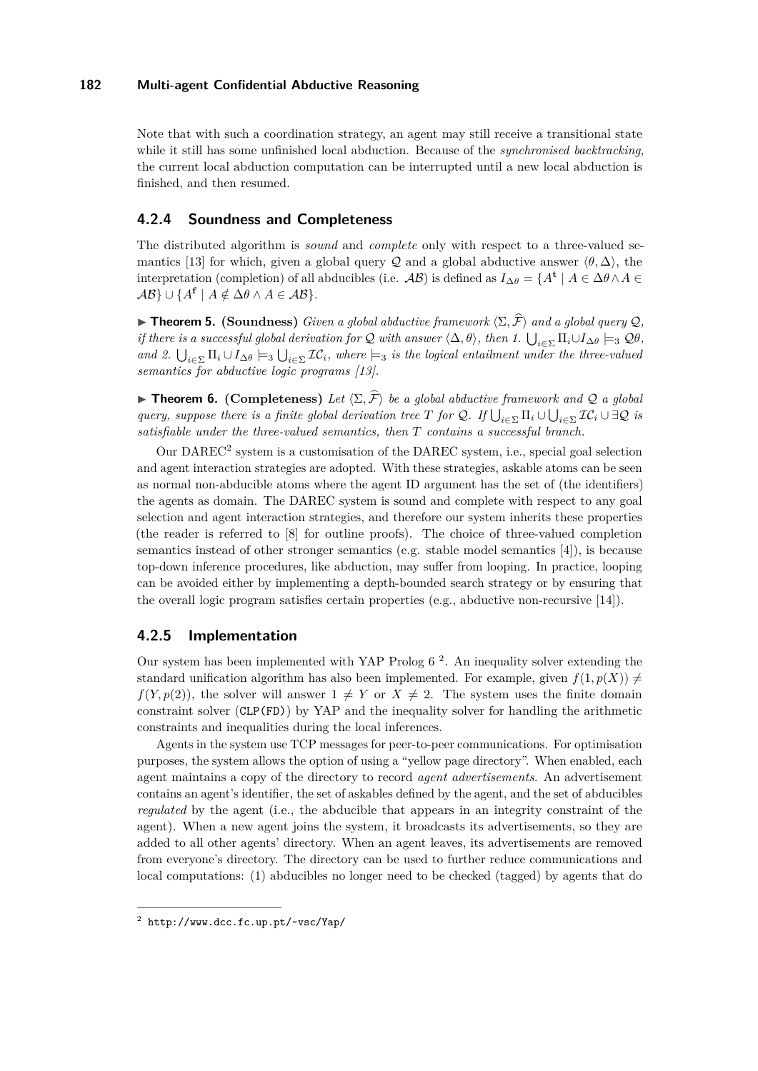Note that with such a coordination strategy, an agent may still receive a transitional state while it still has some unfinished local abduction. Because of the *synchronised backtracking*, the current local abduction computation can be interrupted until a new local abduction is finished, and then resumed.

### 4.2.4 Soundness and Completeness

The distributed algorithm is *sound* and *complete* only with respect to a three-valued semantics [13] for which, given a global query $\mathcal{Q}$ and a global abductive answer $\langle \theta, \Delta \rangle$, the interpretation (completion) of all abducibles (i.e. $\mathcal{AB}$) is defined as $I_{\Delta\theta} = \{A^{\mathbf{t}} \mid A \in \Delta\theta \wedge A \in \mathcal{AB}\} \cup \{A^{\mathbf{f}} \mid A \notin \Delta\theta \wedge A \in \mathcal{AB}\}$.

▶ **Theorem 5. (Soundness)** *Given a global abductive framework $\langle \Sigma, \widehat{\mathcal{F}} \rangle$ and a global query $\mathcal{Q}$, if there is a successful global derivation for $\mathcal{Q}$ with answer $\langle \Delta, \theta \rangle$, then 1. $\bigcup_{i \in \Sigma} \Pi_i \cup I_{\Delta\theta} \models_3 \mathcal{Q}\theta$, and 2. $\bigcup_{i \in \Sigma} \Pi_i \cup I_{\Delta\theta} \models_3 \bigcup_{i \in \Sigma} \mathcal{IC}_i$, where $\models_3$ is the logical entailment under the three-valued semantics for abductive logic programs [13].*

▶ **Theorem 6. (Completeness)** *Let $\langle \Sigma, \widehat{\mathcal{F}} \rangle$ be a global abductive framework and $\mathcal{Q}$ a global query, suppose there is a finite global derivation tree $T$ for $\mathcal{Q}$. If $\bigcup_{i \in \Sigma} \Pi_i \cup \bigcup_{i \in \Sigma} \mathcal{IC}_i \cup \exists \mathcal{Q}$ is satisfiable under the three-valued semantics, then $T$ contains a successful branch.*

Our DAREC[2] system is a customisation of the DAREC system, i.e., special goal selection and agent interaction strategies are adopted. With these strategies, askable atoms can be seen as normal non-abducible atoms where the agent ID argument has the set of (the identifiers) the agents as domain. The DAREC system is sound and complete with respect to any goal selection and agent interaction strategies, and therefore our system inherits these properties (the reader is referred to [8] for outline proofs). The choice of three-valued completion semantics instead of other stronger semantics (e.g. stable model semantics [4]), is because top-down inference procedures, like abduction, may suffer from looping. In practice, looping can be avoided either by implementing a depth-bounded search strategy or by ensuring that the overall logic program satisfies certain properties (e.g., abductive non-recursive [14]).

### 4.2.5 Implementation

Our system has been implemented with YAP Prolog 6 [2]. An inequality solver extending the standard unification algorithm has also been implemented. For example, given $f(1, p(X)) \neq f(Y, p(2))$, the solver will answer $1 \neq Y$ or $X \neq 2$. The system uses the finite domain constraint solver (`CLP(FD)`) by YAP and the inequality solver for handling the arithmetic constraints and inequalities during the local inferences.

Agents in the system use TCP messages for peer-to-peer communications. For optimisation purposes, the system allows the option of using a "yellow page directory". When enabled, each agent maintains a copy of the directory to record *agent advertisements*. An advertisement contains an agent's identifier, the set of askables defined by the agent, and the set of abducibles *regulated* by the agent (i.e., the abducible that appears in an integrity constraint of the agent). When a new agent joins the system, it broadcasts its advertisements, so they are added to all other agents' directory. When an agent leaves, its advertisements are removed from everyone's directory. The directory can be used to further reduce communications and local computations: (1) abducibles no longer need to be checked (tagged) by agents that do

[2] http://www.dcc.fc.up.pt/~vsc/Yap/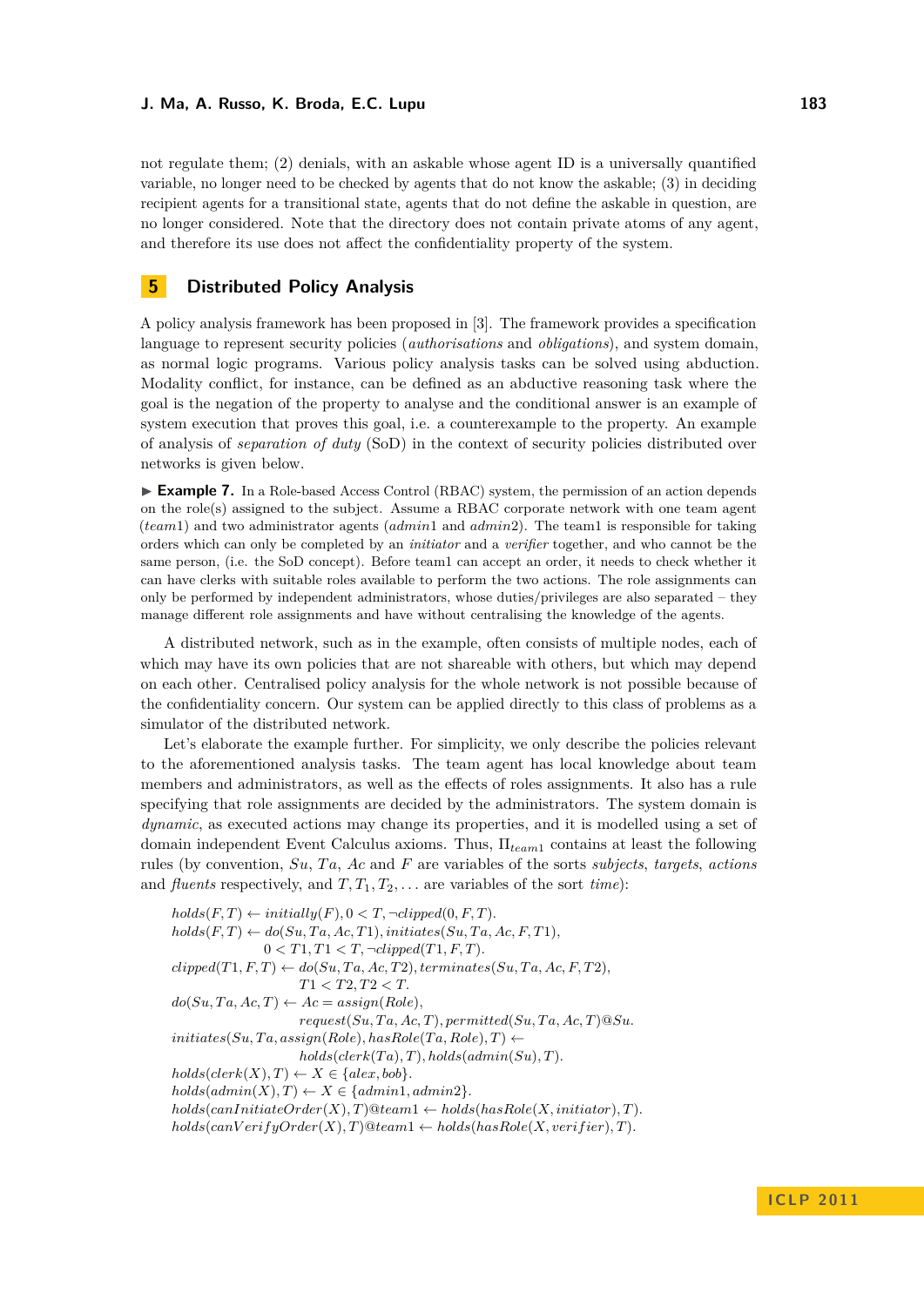not regulate them; (2) denials, with an askable whose agent ID is a universally quantified variable, no longer need to be checked by agents that do not know the askable; (3) in deciding recipient agents for a transitional state, agents that do not define the askable in question, are no longer considered. Note that the directory does not contain private atoms of any agent, and therefore its use does not affect the confidentiality property of the system.

## 5 Distributed Policy Analysis

A policy analysis framework has been proposed in [3]. The framework provides a specification language to represent security policies (*authorisations* and *obligations*), and system domain, as normal logic programs. Various policy analysis tasks can be solved using abduction. Modality conflict, for instance, can be defined as an abductive reasoning task where the goal is the negation of the property to analyse and the conditional answer is an example of system execution that proves this goal, i.e. a counterexample to the property. An example of analysis of *separation of duty* (SoD) in the context of security policies distributed over networks is given below.

▶ **Example 7.** In a Role-based Access Control (RBAC) system, the permission of an action depends on the role(s) assigned to the subject. Assume a RBAC corporate network with one team agent ($team1$) and two administrator agents ($admin1$ and $admin2$). The team1 is responsible for taking orders which can only be completed by an *initiator* and a *verifier* together, and who cannot be the same person, (i.e. the SoD concept). Before team1 can accept an order, it needs to check whether it can have clerks with suitable roles available to perform the two actions. The role assignments can only be performed by independent administrators, whose duties/privileges are also separated – they manage different role assignments and have without centralising the knowledge of the agents.

A distributed network, such as in the example, often consists of multiple nodes, each of which may have its own policies that are not shareable with others, but which may depend on each other. Centralised policy analysis for the whole network is not possible because of the confidentiality concern. Our system can be applied directly to this class of problems as a simulator of the distributed network.

Let's elaborate the example further. For simplicity, we only describe the policies relevant to the aforementioned analysis tasks. The team agent has local knowledge about team members and administrators, as well as the effects of roles assignments. It also has a rule specifying that role assignments are decided by the administrators. The system domain is *dynamic*, as executed actions may change its properties, and it is modelled using a set of domain independent Event Calculus axioms. Thus, $\Pi_{team1}$ contains at least the following rules (by convention, $Su$, $Ta$, $Ac$ and $F$ are variables of the sorts *subjects*, *targets*, *actions* and *fluents* respectively, and $T, T_1, T_2, \ldots$ are variables of the sort *time*):

$$
\begin{aligned}
& holds(F,T) \leftarrow initially(F), 0 < T, \neg clipped(0,F,T). \\
& holds(F,T) \leftarrow do(Su,Ta,Ac,T1), initiates(Su,Ta,Ac,F,T1), \\
& \qquad\qquad\quad 0 < T1, T1 < T, \neg clipped(T1,F,T). \\
& clipped(T1,F,T) \leftarrow do(Su,Ta,Ac,T2), terminates(Su,Ta,Ac,F,T2), \\
& \qquad\qquad\qquad\qquad T1 < T2, T2 < T. \\
& do(Su,Ta,Ac,T) \leftarrow Ac = assign(Role), \\
& \qquad\qquad\qquad\qquad request(Su,Ta,Ac,T), permitted(Su,Ta,Ac,T)@Su. \\
& initiates(Su,Ta,assign(Role),hasRole(Ta,Role),T) \leftarrow \\
& \qquad\qquad\qquad\qquad holds(clerk(Ta),T), holds(admin(Su),T). \\
& holds(clerk(X),T) \leftarrow X \in \{alex, bob\}. \\
& holds(admin(X),T) \leftarrow X \in \{admin1, admin2\}. \\
& holds(canInitiateOrder(X),T)@team1 \leftarrow holds(hasRole(X,initiator),T). \\
& holds(canVerifyOrder(X),T)@team1 \leftarrow holds(hasRole(X,verifier),T).
\end{aligned}
$$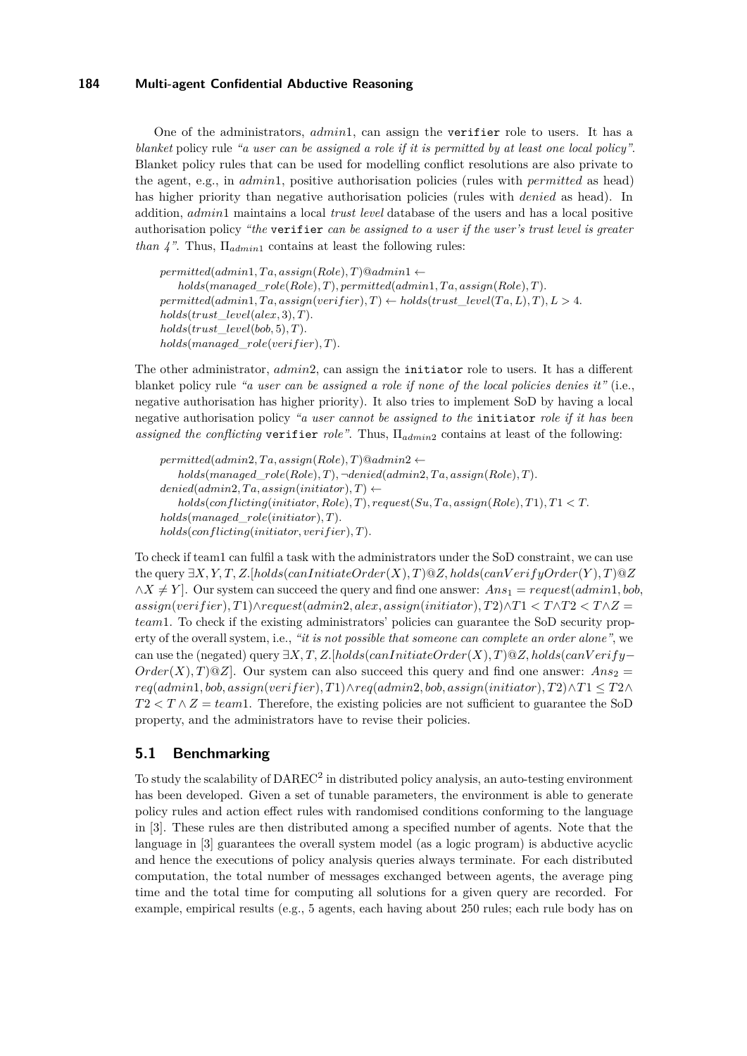One of the administrators, *admin*1, can assign the `verifier` role to users. It has a *blanket* policy rule *"a user can be assigned a role if it is permitted by at least one local policy"*. Blanket policy rules that can be used for modelling conflict resolutions are also private to the agent, e.g., in *admin*1, positive authorisation policies (rules with *permitted* as head) has higher priority than negative authorisation policies (rules with *denied* as head). In addition, *admin*1 maintains a local *trust level* database of the users and has a local positive authorisation policy *"the* `verifier` *can be assigned to a user if the user's trust level is greater than 4"*. Thus, $\Pi_{admin1}$ contains at least the following rules:

$$
\begin{array}{l}
permitted(admin1, Ta, assign(Role), T)@admin1 \leftarrow \\
\quad holds(managed\_role(Role), T), permitted(admin1, Ta, assign(Role), T). \\
permitted(admin1, Ta, assign(verifier), T) \leftarrow holds(trust\_level(Ta, L), T), L > 4. \\
holds(trust\_level(alex, 3), T). \\
holds(trust\_level(bob, 5), T). \\
holds(managed\_role(verifier), T).
\end{array}
$$

The other administrator, *admin*2, can assign the `initiator` role to users. It has a different blanket policy rule *"a user can be assigned a role if none of the local policies denies it"* (i.e., negative authorisation has higher priority). It also tries to implement SoD by having a local negative authorisation policy *"a user cannot be assigned to the* `initiator` *role if it has been assigned the conflicting* `verifier` *role"*. Thus, $\Pi_{admin2}$ contains at least of the following:

$$
\begin{array}{l}
permitted(admin2, Ta, assign(Role), T)@admin2 \leftarrow \\
\quad holds(managed\_role(Role), T), \neg denied(admin2, Ta, assign(Role), T). \\
denied(admin2, Ta, assign(initiator), T) \leftarrow \\
\quad holds(conflicting(initiator, Role), T), request(Su, Ta, assign(Role), T1), T1 < T. \\
holds(managed\_role(initiator), T). \\
holds(conflicting(initiator, verifier), T).
\end{array}
$$

To check if team1 can fulfil a task with the administrators under the SoD constraint, we can use the query $\exists X, Y, T, Z.[holds(canInitiateOrder(X), T)@Z, holds(canVerifyOrder(Y), T)@Z \wedge X \neq Y]$. Our system can succeed the query and find one answer: $Ans_1 = request(admin1, bob, assign(verifier), T1) \wedge request(admin2, alex, assign(initiator), T2) \wedge T1 < T \wedge T2 < T \wedge Z = team1$. To check if the existing administrators' policies can guarantee the SoD security property of the overall system, i.e., *"it is not possible that someone can complete an order alone"*, we can use the (negated) query $\exists X, T, Z.[holds(canInitiateOrder(X), T)@Z, holds(canVerify-Order(X), T)@Z]$. Our system can also succeed this query and find one answer: $Ans_2 = req(admin1, bob, assign(verifier), T1) \wedge req(admin2, bob, assign(initiator), T2) \wedge T1 \leq T2 \wedge T2 < T \wedge Z = team1$. Therefore, the existing policies are not sufficient to guarantee the SoD property, and the administrators have to revise their policies.

## 5.1 Benchmarking

To study the scalability of DAREC$^2$ in distributed policy analysis, an auto-testing environment has been developed. Given a set of tunable parameters, the environment is able to generate policy rules and action effect rules with randomised conditions conforming to the language in [3]. These rules are then distributed among a specified number of agents. Note that the language in [3] guarantees the overall system model (as a logic program) is abductive acyclic and hence the executions of policy analysis queries always terminate. For each distributed computation, the total number of messages exchanged between agents, the average ping time and the total time for computing all solutions for a given query are recorded. For example, empirical results (e.g., 5 agents, each having about 250 rules; each rule body has on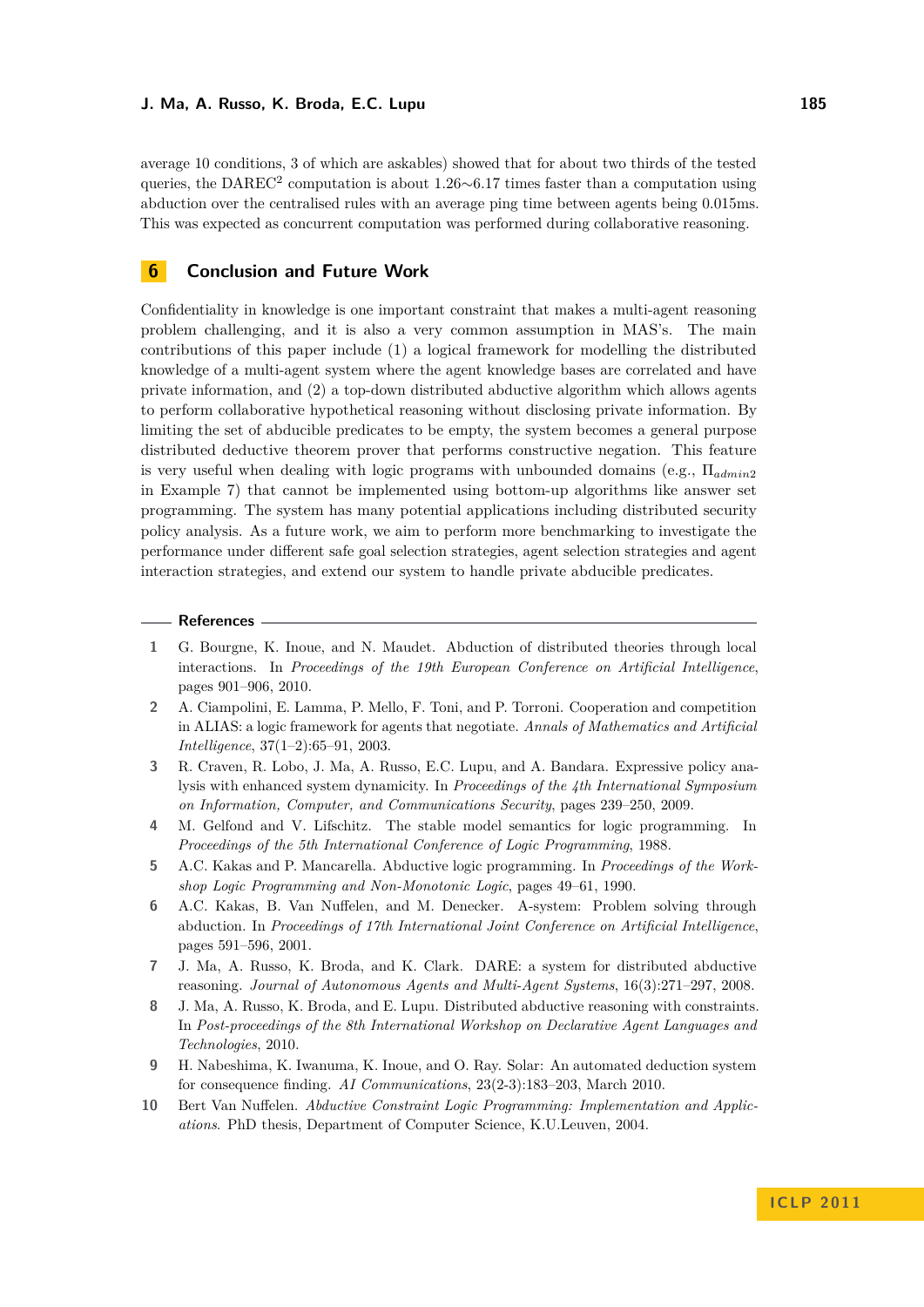average 10 conditions, 3 of which are askables) showed that for about two thirds of the tested queries, the DAREC[2] computation is about 1.26∼6.17 times faster than a computation using abduction over the centralised rules with an average ping time between agents being 0.015ms. This was expected as concurrent computation was performed during collaborative reasoning.

## 6 Conclusion and Future Work

Confidentiality in knowledge is one important constraint that makes a multi-agent reasoning problem challenging, and it is also a very common assumption in MAS's. The main contributions of this paper include (1) a logical framework for modelling the distributed knowledge of a multi-agent system where the agent knowledge bases are correlated and have private information, and (2) a top-down distributed abductive algorithm which allows agents to perform collaborative hypothetical reasoning without disclosing private information. By limiting the set of abducible predicates to be empty, the system becomes a general purpose distributed deductive theorem prover that performs constructive negation. This feature is very useful when dealing with logic programs with unbounded domains (e.g., $\Pi_{admin2}$ in Example 7) that cannot be implemented using bottom-up algorithms like answer set programming. The system has many potential applications including distributed security policy analysis. As a future work, we aim to perform more benchmarking to investigate the performance under different safe goal selection strategies, agent selection strategies and agent interaction strategies, and extend our system to handle private abducible predicates.

### References

1. G. Bourgne, K. Inoue, and N. Maudet. Abduction of distributed theories through local interactions. In *Proceedings of the 19th European Conference on Artificial Intelligence*, pages 901–906, 2010.
2. A. Ciampolini, E. Lamma, P. Mello, F. Toni, and P. Torroni. Cooperation and competition in ALIAS: a logic framework for agents that negotiate. *Annals of Mathematics and Artificial Intelligence*, 37(1–2):65–91, 2003.
3. R. Craven, R. Lobo, J. Ma, A. Russo, E.C. Lupu, and A. Bandara. Expressive policy analysis with enhanced system dynamicity. In *Proceedings of the 4th International Symposium on Information, Computer, and Communications Security*, pages 239–250, 2009.
4. M. Gelfond and V. Lifschitz. The stable model semantics for logic programming. In *Proceedings of the 5th International Conference of Logic Programming*, 1988.
5. A.C. Kakas and P. Mancarella. Abductive logic programming. In *Proceedings of the Workshop Logic Programming and Non-Monotonic Logic*, pages 49–61, 1990.
6. A.C. Kakas, B. Van Nuffelen, and M. Denecker. A-system: Problem solving through abduction. In *Proceedings of 17th International Joint Conference on Artificial Intelligence*, pages 591–596, 2001.
7. J. Ma, A. Russo, K. Broda, and K. Clark. DARE: a system for distributed abductive reasoning. *Journal of Autonomous Agents and Multi-Agent Systems*, 16(3):271–297, 2008.
8. J. Ma, A. Russo, K. Broda, and E. Lupu. Distributed abductive reasoning with constraints. In *Post-proceedings of the 8th International Workshop on Declarative Agent Languages and Technologies*, 2010.
9. H. Nabeshima, K. Iwanuma, K. Inoue, and O. Ray. Solar: An automated deduction system for consequence finding. *AI Communications*, 23(2-3):183–203, March 2010.
10. Bert Van Nuffelen. *Abductive Constraint Logic Programming: Implementation and Applications*. PhD thesis, Department of Computer Science, K.U.Leuven, 2004.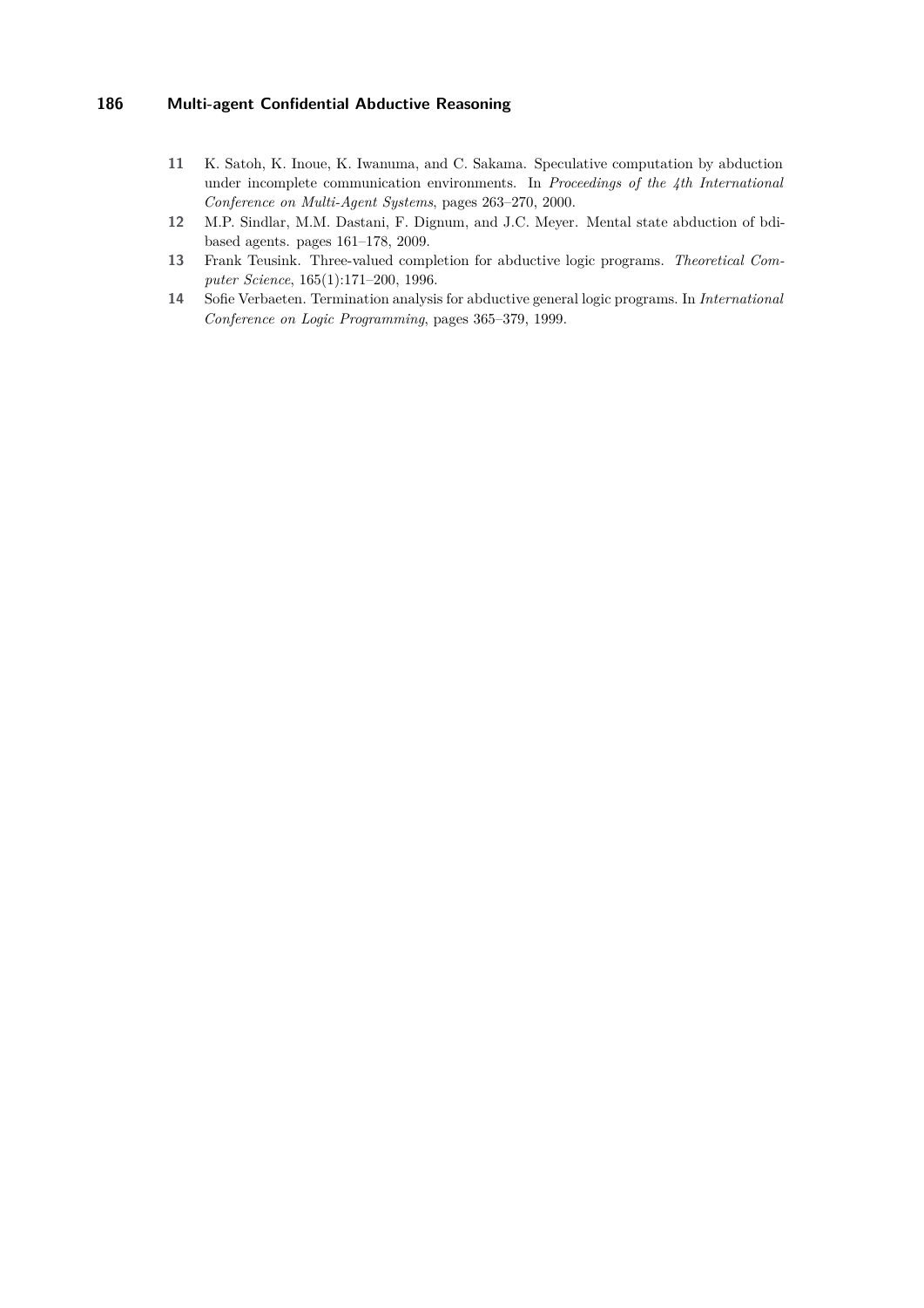11 K. Satoh, K. Inoue, K. Iwanuma, and C. Sakama. Speculative computation by abduction under incomplete communication environments. In *Proceedings of the 4th International Conference on Multi-Agent Systems*, pages 263–270, 2000.

12 M.P. Sindlar, M.M. Dastani, F. Dignum, and J.C. Meyer. Mental state abduction of bdi-based agents. pages 161–178, 2009.

13 Frank Teusink. Three-valued completion for abductive logic programs. *Theoretical Computer Science*, 165(1):171–200, 1996.

14 Sofie Verbaeten. Termination analysis for abductive general logic programs. In *International Conference on Logic Programming*, pages 365–379, 1999.